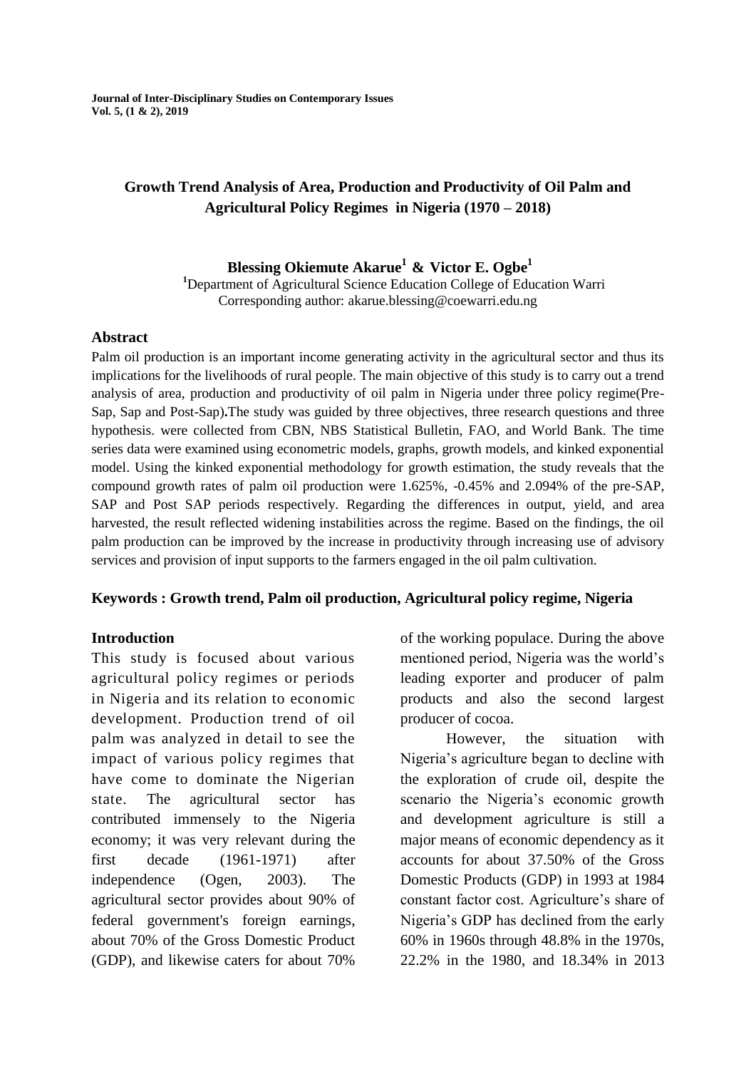# Growth Trend Analysis of Area, Production and Productivity of Oil Palm and Agricultural Policy Regimes in Nigeria (1970 – 2018)

**Blessing Okiemute Akarue[1] & Victor E. Ogbe[1]**

[1]Department of Agricultural Science Education College of Education Warri
Corresponding author: akarue.blessing@coewarri.edu.ng

## Abstract

Palm oil production is an important income generating activity in the agricultural sector and thus its implications for the livelihoods of rural people. The main objective of this study is to carry out a trend analysis of area, production and productivity of oil palm in Nigeria under three policy regime(Pre-Sap, Sap and Post-Sap)**.**The study was guided by three objectives, three research questions and three hypothesis. were collected from CBN, NBS Statistical Bulletin, FAO, and World Bank. The time series data were examined using econometric models, graphs, growth models, and kinked exponential model. Using the kinked exponential methodology for growth estimation, the study reveals that the compound growth rates of palm oil production were 1.625%, -0.45% and 2.094% of the pre-SAP, SAP and Post SAP periods respectively. Regarding the differences in output, yield, and area harvested, the result reflected widening instabilities across the regime. Based on the findings, the oil palm production can be improved by the increase in productivity through increasing use of advisory services and provision of input supports to the farmers engaged in the oil palm cultivation.

**Keywords : Growth trend, Palm oil production, Agricultural policy regime, Nigeria**

## Introduction

This study is focused about various agricultural policy regimes or periods in Nigeria and its relation to economic development. Production trend of oil palm was analyzed in detail to see the impact of various policy regimes that have come to dominate the Nigerian state. The agricultural sector has contributed immensely to the Nigeria economy; it was very relevant during the first decade (1961-1971) after independence (Ogen, 2003). The agricultural sector provides about 90% of federal government's foreign earnings, about 70% of the Gross Domestic Product (GDP), and likewise caters for about 70% of the working populace. During the above mentioned period, Nigeria was the world's leading exporter and producer of palm products and also the second largest producer of cocoa.

However, the situation with Nigeria's agriculture began to decline with the exploration of crude oil, despite the scenario the Nigeria's economic growth and development agriculture is still a major means of economic dependency as it accounts for about 37.50% of the Gross Domestic Products (GDP) in 1993 at 1984 constant factor cost. Agriculture's share of Nigeria's GDP has declined from the early 60% in 1960s through 48.8% in the 1970s, 22.2% in the 1980, and 18.34% in 2013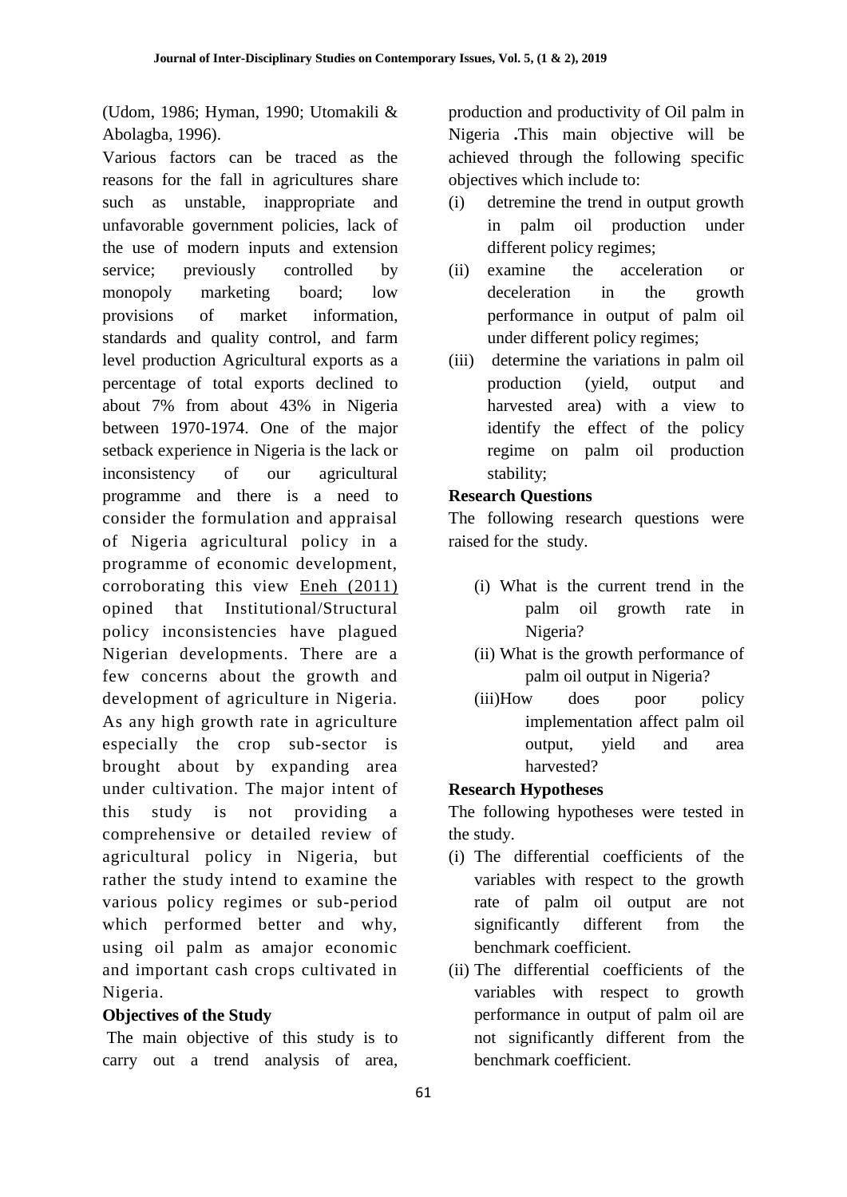(Udom, 1986; Hyman, 1990; Utomakili & Abolagba, 1996).

Various factors can be traced as the reasons for the fall in agricultures share such as unstable, inappropriate and unfavorable government policies, lack of the use of modern inputs and extension service; previously controlled by monopoly marketing board; low provisions of market information, standards and quality control, and farm level production Agricultural exports as a percentage of total exports declined to about 7% from about 43% in Nigeria between 1970-1974. One of the major setback experience in Nigeria is the lack or inconsistency of our agricultural programme and there is a need to consider the formulation and appraisal of Nigeria agricultural policy in a programme of economic development, corroborating this view Eneh (2011) opined that Institutional/Structural policy inconsistencies have plagued Nigerian developments. There are a few concerns about the growth and development of agriculture in Nigeria. As any high growth rate in agriculture especially the crop sub-sector is brought about by expanding area under cultivation. The major intent of this study is not providing a comprehensive or detailed review of agricultural policy in Nigeria, but rather the study intend to examine the various policy regimes or sub-period which performed better and why, using oil palm as amajor economic and important cash crops cultivated in Nigeria.

**Objectives of the Study**

The main objective of this study is to carry out a trend analysis of area, production and productivity of Oil palm in Nigeria **.**This main objective will be achieved through the following specific objectives which include to:

(i) detremine the trend in output growth in palm oil production under different policy regimes;
(ii) examine the acceleration or deceleration in the growth performance in output of palm oil under different policy regimes;
(iii) determine the variations in palm oil production (yield, output and harvested area) with a view to identify the effect of the policy regime on palm oil production stability;

**Research Questions**

The following research questions were raised for the study.

(i) What is the current trend in the palm oil growth rate in Nigeria?
(ii) What is the growth performance of palm oil output in Nigeria?
(iii)How does poor policy implementation affect palm oil output, yield and area harvested?

**Research Hypotheses**

The following hypotheses were tested in the study.

(i) The differential coefficients of the variables with respect to the growth rate of palm oil output are not significantly different from the benchmark coefficient.
(ii) The differential coefficients of the variables with respect to growth performance in output of palm oil are not significantly different from the benchmark coefficient.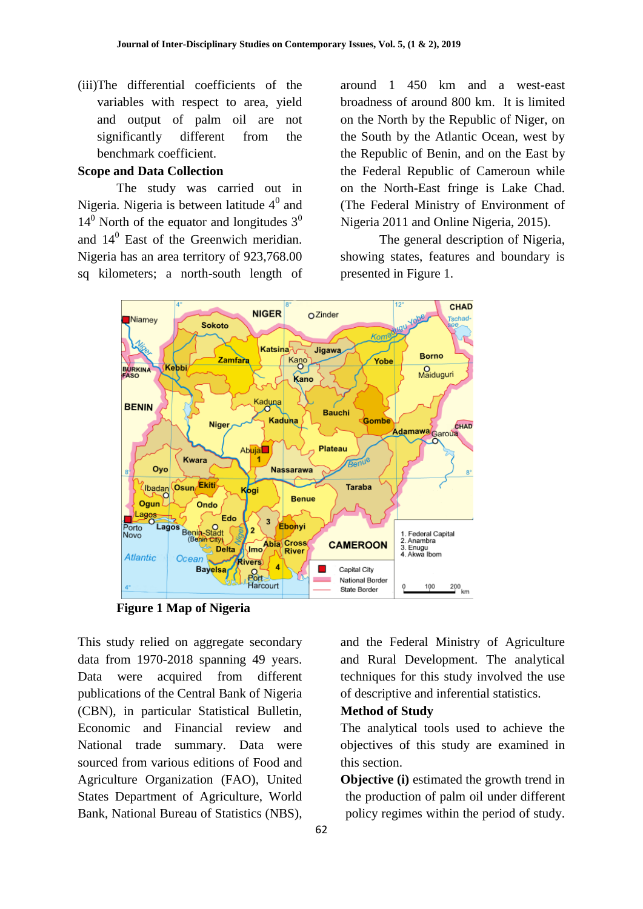(iii)The differential coefficients of the variables with respect to area, yield and output of palm oil are not significantly different from the benchmark coefficient.

**Scope and Data Collection**

The study was carried out in Nigeria. Nigeria is between latitude $4^0$ and $14^0$ North of the equator and longitudes $3^0$ and $14^0$ East of the Greenwich meridian. Nigeria has an area territory of 923,768.00 sq kilometers; a north-south length of around 1 450 km and a west-east broadness of around 800 km. It is limited on the North by the Republic of Niger, on the South by the Atlantic Ocean, west by the Republic of Benin, and on the East by the Federal Republic of Cameroun while on the North-East fringe is Lake Chad. (The Federal Ministry of Environment of Nigeria 2011 and Online Nigeria, 2015).

The general description of Nigeria, showing states, features and boundary is presented in Figure 1.

**Figure 1 Map of Nigeria**

This study relied on aggregate secondary data from 1970-2018 spanning 49 years. Data were acquired from different publications of the Central Bank of Nigeria (CBN), in particular Statistical Bulletin, Economic and Financial review and National trade summary. Data were sourced from various editions of Food and Agriculture Organization (FAO), United States Department of Agriculture, World Bank, National Bureau of Statistics (NBS), and the Federal Ministry of Agriculture and Rural Development. The analytical techniques for this study involved the use of descriptive and inferential statistics.

**Method of Study**

The analytical tools used to achieve the objectives of this study are examined in this section.

**Objective (i)** estimated the growth trend in the production of palm oil under different policy regimes within the period of study.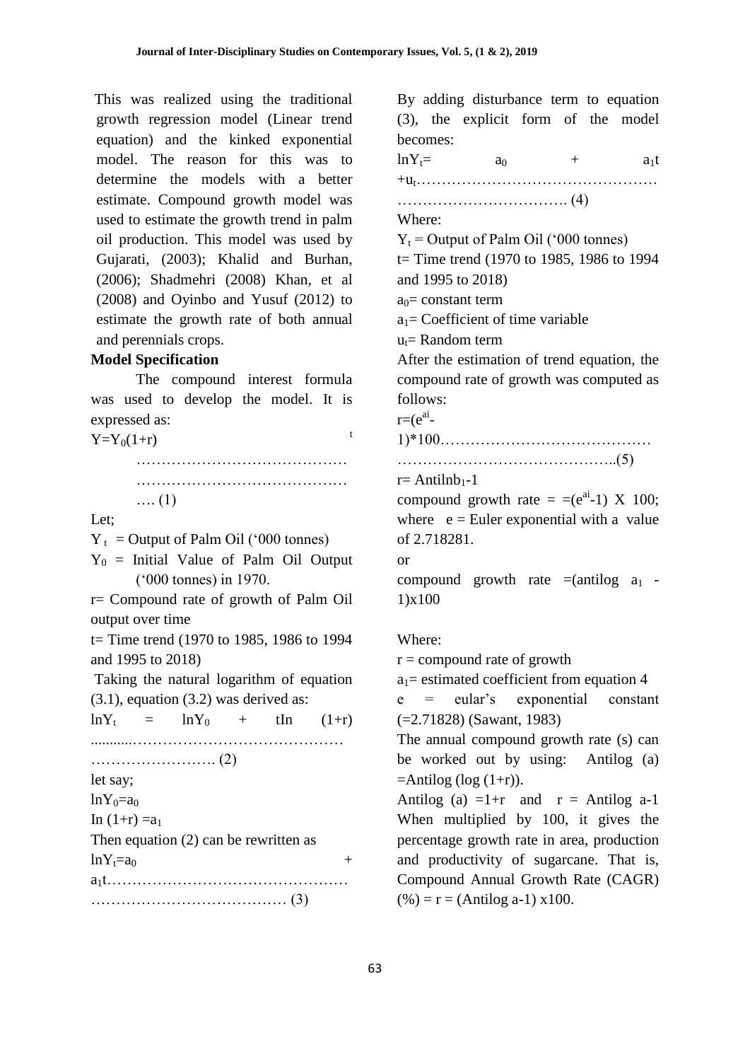This was realized using the traditional growth regression model (Linear trend equation) and the kinked exponential model. The reason for this was to determine the models with a better estimate. Compound growth model was used to estimate the growth trend in palm oil production. This model was used by Gujarati, (2003); Khalid and Burhan, (2006); Shadmehri (2008) Khan, et al (2008) and Oyinbo and Yusuf (2012) to estimate the growth rate of both annual and perennials crops.

**Model Specification**

The compound interest formula was used to develop the model. It is expressed as:

$$Y = Y_0(1+r)^t \quad \ldots (1)$$

Let;

$Y_t$ = Output of Palm Oil ('000 tonnes)

$Y_0$ = Initial Value of Palm Oil Output ('000 tonnes) in 1970.

r= Compound rate of growth of Palm Oil output over time

t= Time trend (1970 to 1985, 1986 to 1994 and 1995 to 2018)

Taking the natural logarithm of equation (3.1), equation (3.2) was derived as:

$$\ln Y_t = \ln Y_0 + t\text{In}(1+r) \quad \ldots (2)$$

let say;

$\ln Y_0 = a_0$

$\text{In}(1+r) = a_1$

Then equation (2) can be rewritten as

$$\ln Y_t = a_0 + a_1 t \quad \ldots (3)$$

By adding disturbance term to equation (3), the explicit form of the model becomes:

$$\ln Y_t = a_0 + a_1 t + u_t \quad \ldots (4)$$

Where:

$Y_t$ = Output of Palm Oil ('000 tonnes)

t= Time trend (1970 to 1985, 1986 to 1994 and 1995 to 2018)

$a_0$= constant term

$a_1$= Coefficient of time variable

$u_t$= Random term

After the estimation of trend equation, the compound rate of growth was computed as follows:

$$r = (e^{ai} - 1) * 100 \quad \ldots (5)$$

r= Antiln$b_1$-1

compound growth rate = $=(e^{ai}-1)$ X 100; where e = Euler exponential with a value of 2.718281.

or

compound growth rate =(antilog $a_1$ - 1)x100

Where:

r = compound rate of growth

$a_1$= estimated coefficient from equation 4

e = eular's exponential constant (=2.71828) (Sawant, 1983)

The annual compound growth rate (s) can be worked out by using: Antilog (a) =Antilog (log (1+r)).

Antilog (a) =1+r and r = Antilog a-1 When multiplied by 100, it gives the percentage growth rate in area, production and productivity of sugarcane. That is, Compound Annual Growth Rate (CAGR) (%) = r = (Antilog a-1) x100.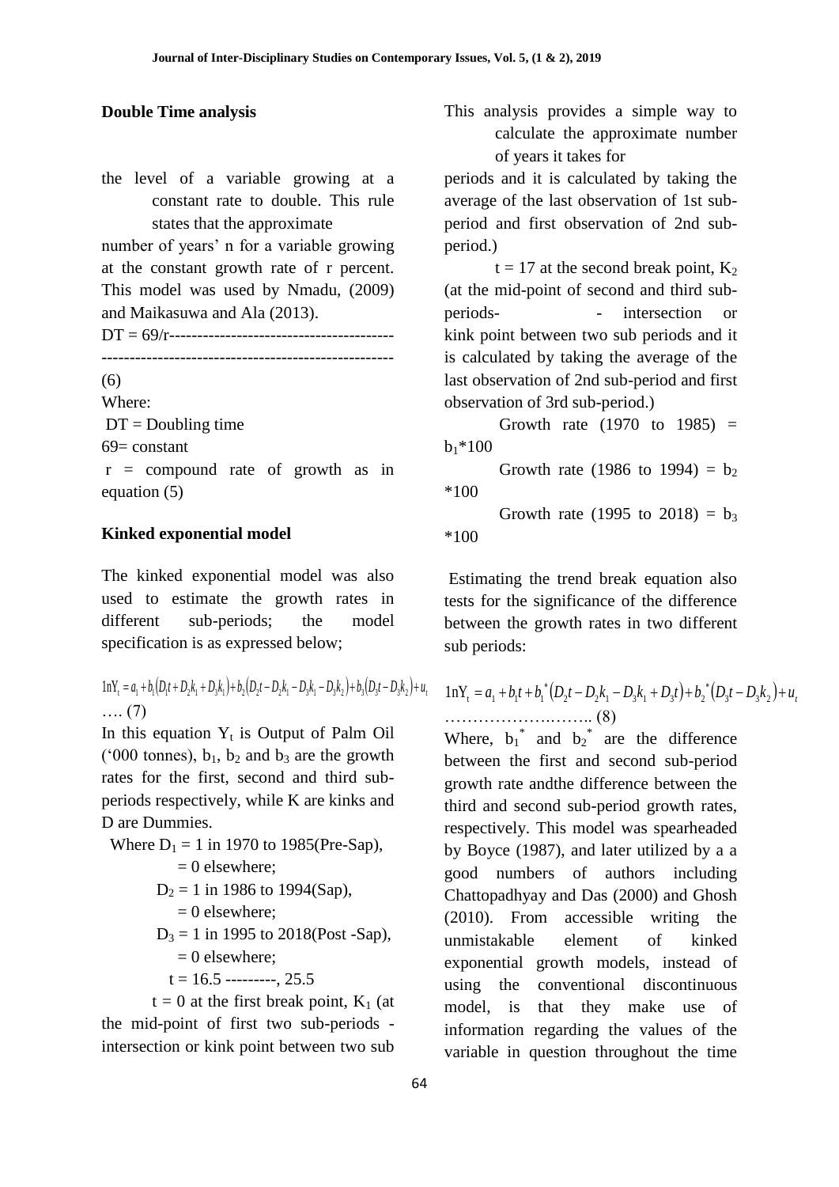### Double Time analysis

This analysis provides a simple way to calculate the approximate number of years it takes for the level of a variable growing at a constant rate to double. This rule states that the approximate number of years' n for a variable growing at the constant growth rate of r percent. This model was used by Nmadu, (2009) and Maikasuwa and Ala (2013).

$$DT = 69/r \quad (6)$$

Where:

DT = Doubling time

69= constant

r = compound rate of growth as in equation (5)

### Kinked exponential model

The kinked exponential model was also used to estimate the growth rates in different sub-periods; the model specification is as expressed below;

$$1nY_t = a_1 + b_1(D_1 t + D_2 k_1 + D_3 k_1) + b_2(D_2 t - D_2 k_1 - D_3 k_1 - D_3 k_2) + b_3(D_3 t - D_3 k_2) + u_t \quad \text{…. (7)}$$

In this equation $Y_t$ is Output of Palm Oil ('000 tonnes), $b_1$, $b_2$ and $b_3$ are the growth rates for the first, second and third sub-periods respectively, while K are kinks and D are Dummies.

Where $D_1$ = 1 in 1970 to 1985(Pre-Sap),
= 0 elsewhere;
$D_2$ = 1 in 1986 to 1994(Sap),
= 0 elsewhere;
$D_3$ = 1 in 1995 to 2018(Post -Sap),
= 0 elsewhere;
t = 16.5 ---------, 25.5

t = 0 at the first break point, $K_1$ (at the mid-point of first two sub-periods - intersection or kink point between two sub periods and it is calculated by taking the average of the last observation of 1st sub-period and first observation of 2nd sub-period.)

t = 17 at the second break point, $K_2$ (at the mid-point of second and third sub-periods- - intersection or kink point between two sub periods and it is calculated by taking the average of the last observation of 2nd sub-period and first observation of 3rd sub-period.)

Growth rate (1970 to 1985) = $b_1$*100

Growth rate (1986 to 1994) = $b_2$ *100

Growth rate (1995 to 2018) = $b_3$ *100

Estimating the trend break equation also tests for the significance of the difference between the growth rates in two different sub periods:

$$1nY_t = a_1 + b_1 t + b_1^*(D_2 t - D_2 k_1 - D_3 k_1 + D_3 t) + b_2^*(D_3 t - D_3 k_2) + u_t \quad \text{…………………….. (8)}$$

Where, $b_1^*$ and $b_2^*$ are the difference between the first and second sub-period growth rate andthe difference between the third and second sub-period growth rates, respectively. This model was spearheaded by Boyce (1987), and later utilized by a a good numbers of authors including Chattopadhyay and Das (2000) and Ghosh (2010). From accessible writing the unmistakable element of kinked exponential growth models, instead of using the conventional discontinuous model, is that they make use of information regarding the values of the variable in question throughout the time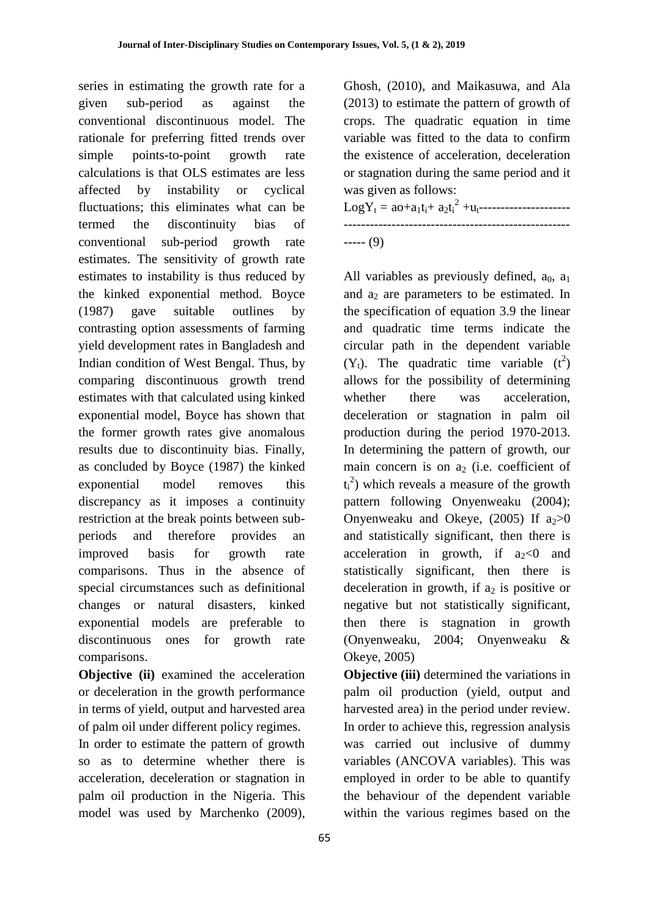series in estimating the growth rate for a given sub-period as against the conventional discontinuous model. The rationale for preferring fitted trends over simple points-to-point growth rate calculations is that OLS estimates are less affected by instability or cyclical fluctuations; this eliminates what can be termed the discontinuity bias of conventional sub-period growth rate estimates. The sensitivity of growth rate estimates to instability is thus reduced by the kinked exponential method. Boyce (1987) gave suitable outlines by contrasting option assessments of farming yield development rates in Bangladesh and Indian condition of West Bengal. Thus, by comparing discontinuous growth trend estimates with that calculated using kinked exponential model, Boyce has shown that the former growth rates give anomalous results due to discontinuity bias. Finally, as concluded by Boyce (1987) the kinked exponential model removes this discrepancy as it imposes a continuity restriction at the break points between sub-periods and therefore provides an improved basis for growth rate comparisons. Thus in the absence of special circumstances such as definitional changes or natural disasters, kinked exponential models are preferable to discontinuous ones for growth rate comparisons.

**Objective (ii)** examined the acceleration or deceleration in the growth performance in terms of yield, output and harvested area of palm oil under different policy regimes.

In order to estimate the pattern of growth so as to determine whether there is acceleration, deceleration or stagnation in palm oil production in the Nigeria. This model was used by Marchenko (2009), Ghosh, (2010), and Maikasuwa, and Ala (2013) to estimate the pattern of growth of crops. The quadratic equation in time variable was fitted to the data to confirm the existence of acceleration, deceleration or stagnation during the same period and it was given as follows:

$$\text{Log}Y_t = ao + a_1 t_i + a_2 t_i^2 + u_t \text{------------------------------------------------------------------------} (9)$$

All variables as previously defined, $a_0$, $a_1$ and $a_2$ are parameters to be estimated. In the specification of equation 3.9 the linear and quadratic time terms indicate the circular path in the dependent variable ($Y_t$). The quadratic time variable ($t^2$) allows for the possibility of determining whether there was acceleration, deceleration or stagnation in palm oil production during the period 1970-2013. In determining the pattern of growth, our main concern is on $a_2$ (i.e. coefficient of $t_i^2$) which reveals a measure of the growth pattern following Onyenweaku (2004); Onyenweaku and Okeye, (2005) If $a_2>0$ and statistically significant, then there is acceleration in growth, if $a_2<0$ and statistically significant, then there is deceleration in growth, if $a_2$ is positive or negative but not statistically significant, then there is stagnation in growth (Onyenweaku, 2004; Onyenweaku & Okeye, 2005)

**Objective (iii)** determined the variations in palm oil production (yield, output and harvested area) in the period under review. In order to achieve this, regression analysis was carried out inclusive of dummy variables (ANCOVA variables). This was employed in order to be able to quantify the behaviour of the dependent variable within the various regimes based on the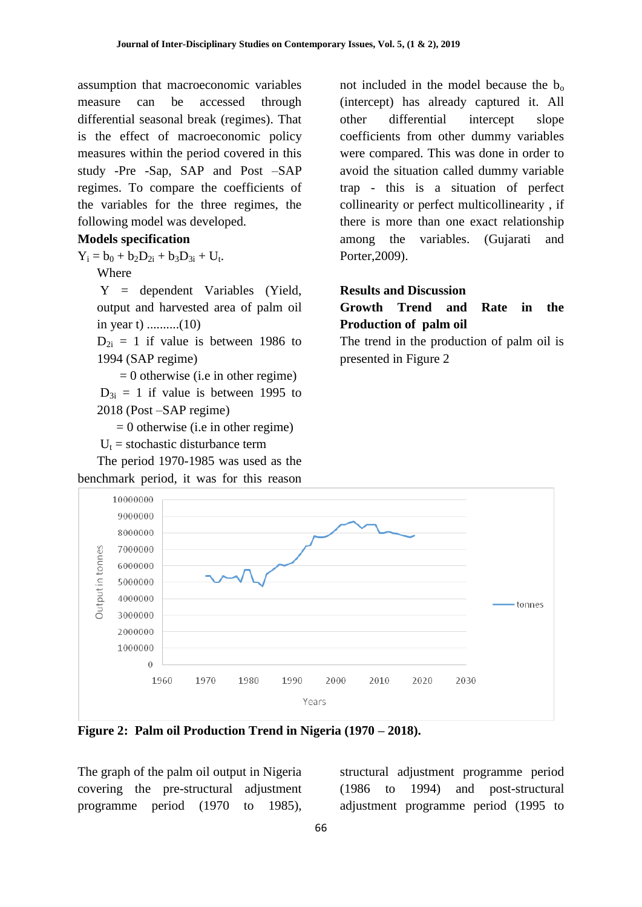assumption that macroeconomic variables measure can be accessed through differential seasonal break (regimes). That is the effect of macroeconomic policy measures within the period covered in this study -Pre -Sap, SAP and Post –SAP regimes. To compare the coefficients of the variables for the three regimes, the following model was developed.

**Models specification**

$Y_i = b_0 + b_2D_{2i} + b_3D_{3i} + U_t$.

Where

Y = dependent Variables (Yield, output and harvested area of palm oil in year t) ..........(10)

$D_{2i}$ = 1 if value is between 1986 to 1994 (SAP regime)

= 0 otherwise (i.e in other regime)

$D_{3i}$ = 1 if value is between 1995 to 2018 (Post –SAP regime)

= 0 otherwise (i.e in other regime)

$U_t$ = stochastic disturbance term

The period 1970-1985 was used as the benchmark period, it was for this reason not included in the model because the $b_o$ (intercept) has already captured it. All other differential intercept slope coefficients from other dummy variables were compared. This was done in order to avoid the situation called dummy variable trap - this is a situation of perfect collinearity or perfect multicollinearity , if there is more than one exact relationship among the variables. (Gujarati and Porter,2009).

## Results and Discussion

### Growth Trend and Rate in the Production of palm oil

The trend in the production of palm oil is presented in Figure 2

**Figure 2: Palm oil Production Trend in Nigeria (1970 – 2018).**

The graph of the palm oil output in Nigeria covering the pre-structural adjustment programme period (1970 to 1985), structural adjustment programme period (1986 to 1994) and post-structural adjustment programme period (1995 to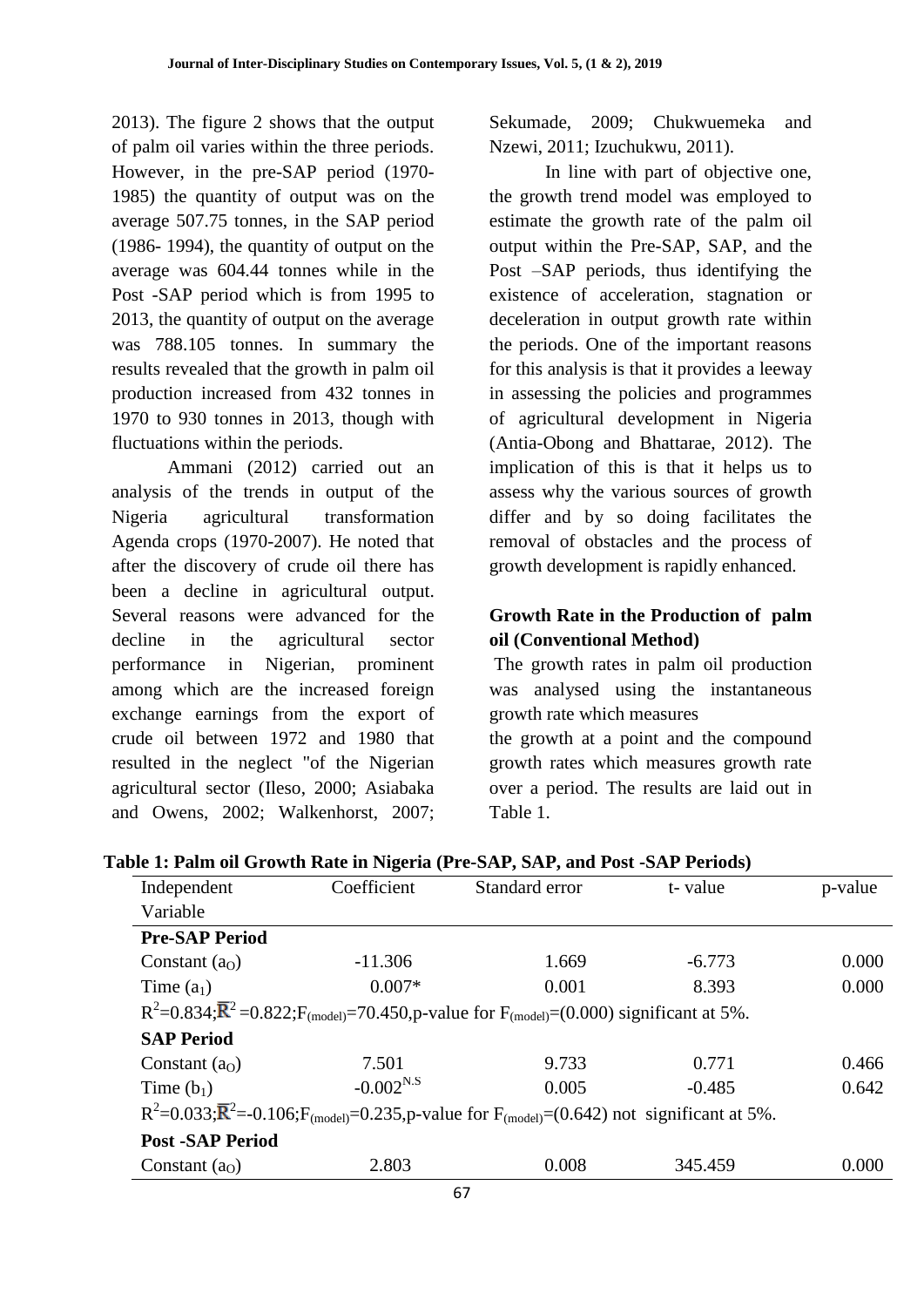2013). The figure 2 shows that the output of palm oil varies within the three periods. However, in the pre-SAP period (1970-1985) the quantity of output was on the average 507.75 tonnes, in the SAP period (1986- 1994), the quantity of output on the average was 604.44 tonnes while in the Post -SAP period which is from 1995 to 2013, the quantity of output on the average was 788.105 tonnes. In summary the results revealed that the growth in palm oil production increased from 432 tonnes in 1970 to 930 tonnes in 2013, though with fluctuations within the periods.

Ammani (2012) carried out an analysis of the trends in output of the Nigeria agricultural transformation Agenda crops (1970-2007). He noted that after the discovery of crude oil there has been a decline in agricultural output. Several reasons were advanced for the decline in the agricultural sector performance in Nigerian, prominent among which are the increased foreign exchange earnings from the export of crude oil between 1972 and 1980 that resulted in the neglect "of the Nigerian agricultural sector (Ileso, 2000; Asiabaka and Owens, 2002; Walkenhorst, 2007; Sekumade, 2009; Chukwuemeka and Nzewi, 2011; Izuchukwu, 2011).

In line with part of objective one, the growth trend model was employed to estimate the growth rate of the palm oil output within the Pre-SAP, SAP, and the Post –SAP periods, thus identifying the existence of acceleration, stagnation or deceleration in output growth rate within the periods. One of the important reasons for this analysis is that it provides a leeway in assessing the policies and programmes of agricultural development in Nigeria (Antia-Obong and Bhattarae, 2012). The implication of this is that it helps us to assess why the various sources of growth differ and by so doing facilitates the removal of obstacles and the process of growth development is rapidly enhanced.

**Growth Rate in the Production of palm oil (Conventional Method)**

The growth rates in palm oil production was analysed using the instantaneous growth rate which measures the growth at a point and the compound growth rates which measures growth rate over a period. The results are laid out in Table 1.

**Table 1: Palm oil Growth Rate in Nigeria (Pre-SAP, SAP, and Post -SAP Periods)**

| Independent Variable | Coefficient | Standard error | t- value | p-value |
|---|---|---|---|---|
| **Pre-SAP Period** | | | | |
| Constant ($a_O$) | -11.306 | 1.669 | -6.773 | 0.000 |
| Time ($a_1$) | 0.007* | 0.001 | 8.393 | 0.000 |
| $R^2$=0.834; $\bar{R}^2$ =0.822; $F_{(model)}$=70.450, p-value for $F_{(model)}$=(0.000) significant at 5%. | | | | |
| **SAP Period** | | | | |
| Constant ($a_O$) | 7.501 | 9.733 | 0.771 | 0.466 |
| Time ($b_1$) | $-0.002^{N.S}$ | 0.005 | -0.485 | 0.642 |
| $R^2$=0.033; $\bar{R}^2$=-0.106; $F_{(model)}$=0.235, p-value for $F_{(model)}$=(0.642) not significant at 5%. | | | | |
| **Post -SAP Period** | | | | |
| Constant ($a_O$) | 2.803 | 0.008 | 345.459 | 0.000 |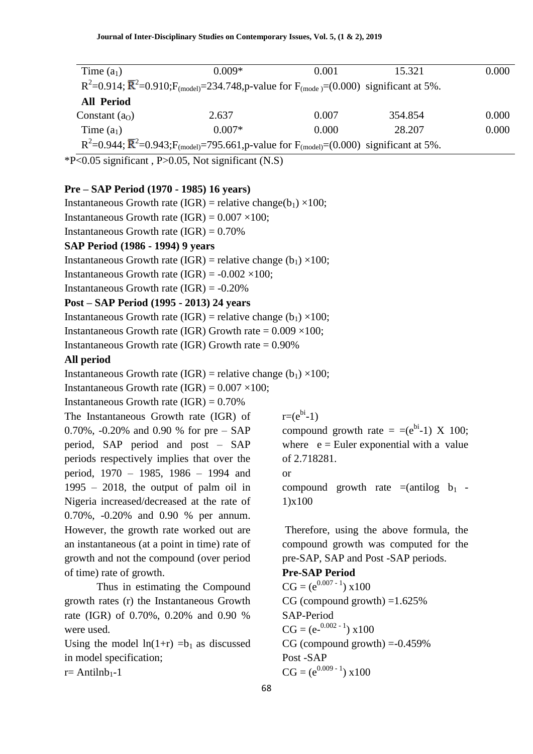| | | | | |
|---|---|---|---|---|
| Time ($a_1$) | 0.009* | 0.001 | 15.321 | 0.000 |
| $R^2$=0.914; $\bar{R}^2$=0.910; $F_{(model)}$=234.748, p-value for $F_{(mode\ )}$=(0.000) significant at 5%. | | | | |
| **All Period** | | | | |
| Constant ($a_O$) | 2.637 | 0.007 | 354.854 | 0.000 |
| Time ($a_1$) | 0.007* | 0.000 | 28.207 | 0.000 |
| $R^2$=0.944; $\bar{R}^2$=0.943; $F_{(model)}$=795.661, p-value for $F_{(model)}$=(0.000) significant at 5%. | | | | |

*P<0.05 significant , P>0.05, Not significant (N.S)

**Pre – SAP Period (1970 - 1985) 16 years)**

Instantaneous Growth rate (IGR) = relative change($b_1$) ×100;
Instantaneous Growth rate (IGR) = 0.007 ×100;
Instantaneous Growth rate (IGR) = 0.70%

**SAP Period (1986 - 1994) 9 years**

Instantaneous Growth rate (IGR) = relative change ($b_1$) ×100;
Instantaneous Growth rate (IGR) = -0.002 ×100;
Instantaneous Growth rate (IGR) = -0.20%

**Post – SAP Period (1995 - 2013) 24 years**

Instantaneous Growth rate (IGR) = relative change ($b_1$) ×100;
Instantaneous Growth rate (IGR) Growth rate = 0.009 ×100;
Instantaneous Growth rate (IGR) Growth rate = 0.90%

**All period**

Instantaneous Growth rate (IGR) = relative change ($b_1$) ×100;
Instantaneous Growth rate (IGR) = 0.007 ×100;
Instantaneous Growth rate (IGR) = 0.70%

The Instantaneous Growth rate (IGR) of 0.70%, -0.20% and 0.90 % for pre – SAP period, SAP period and post – SAP periods respectively implies that over the period, 1970 – 1985, 1986 – 1994 and 1995 – 2018, the output of palm oil in Nigeria increased/decreased at the rate of 0.70%, -0.20% and 0.90 % per annum. However, the growth rate worked out are an instantaneous (at a point in time) rate of growth and not the compound (over period of time) rate of growth.

Thus in estimating the Compound growth rates (r) the Instantaneous Growth rate (IGR) of 0.70%, 0.20% and 0.90 % were used.

Using the model $\ln(1+r) = b_1$ as discussed in model specification;

$r = \text{Antiln}b_1 - 1$

$r = (e^{bi} - 1)$

compound growth rate = $=(e^{bi} - 1)$ X 100;
where e = Euler exponential with a value of 2.718281.

or

compound growth rate =(antilog $b_1$ - 1)x100

Therefore, using the above formula, the compound growth was computed for the pre-SAP, SAP and Post -SAP periods.

**Pre-SAP Period**

CG = $(e^{0.007 - 1})$ x100
CG (compound growth) =1.625%

SAP-Period

CG = $(e^{-0.002 - 1})$ x100
CG (compound growth) =-0.459%

Post -SAP

CG = $(e^{0.009 - 1})$ x100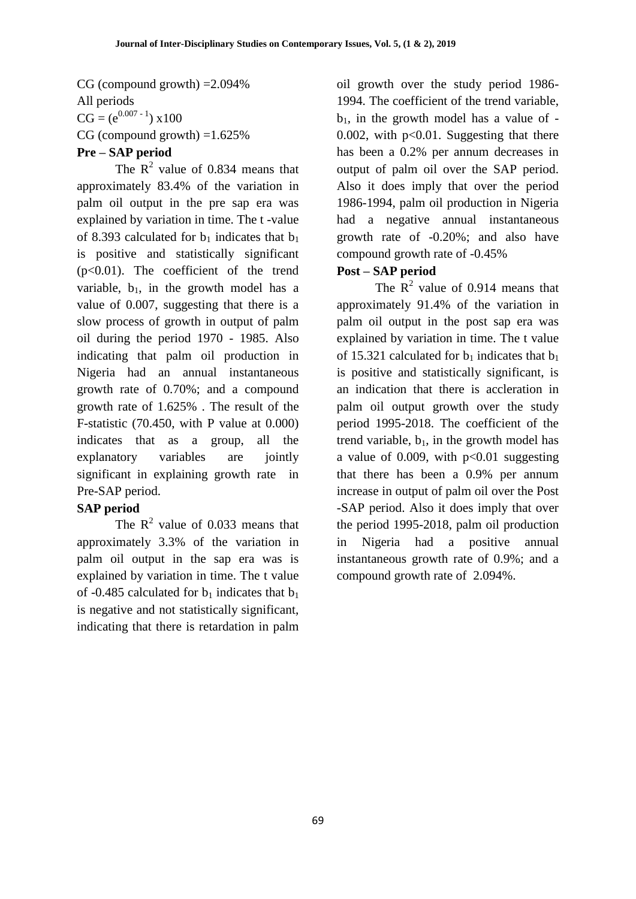CG (compound growth) =2.094%

All periods

CG = $(e^{0.007 - 1})$ x100

CG (compound growth) =1.625%

**Pre – SAP period**

The $R^2$ value of 0.834 means that approximately 83.4% of the variation in palm oil output in the pre sap era was explained by variation in time. The t -value of 8.393 calculated for $b_1$ indicates that $b_1$ is positive and statistically significant ($p<0.01$). The coefficient of the trend variable, $b_1$, in the growth model has a value of 0.007, suggesting that there is a slow process of growth in output of palm oil during the period 1970 - 1985. Also indicating that palm oil production in Nigeria had an annual instantaneous growth rate of 0.70%; and a compound growth rate of 1.625% . The result of the F-statistic (70.450, with P value at 0.000) indicates that as a group, all the explanatory variables are jointly significant in explaining growth rate in Pre-SAP period.

**SAP period**

The $R^2$ value of 0.033 means that approximately 3.3% of the variation in palm oil output in the sap era was is explained by variation in time. The t value of -0.485 calculated for $b_1$ indicates that $b_1$ is negative and not statistically significant, indicating that there is retardation in palm oil growth over the study period 1986-1994. The coefficient of the trend variable, $b_1$, in the growth model has a value of -0.002, with $p<0.01$. Suggesting that there has been a 0.2% per annum decreases in output of palm oil over the SAP period. Also it does imply that over the period 1986-1994, palm oil production in Nigeria had a negative annual instantaneous growth rate of -0.20%; and also have compound growth rate of -0.45%

**Post – SAP period**

The $R^2$ value of 0.914 means that approximately 91.4% of the variation in palm oil output in the post sap era was explained by variation in time. The t value of 15.321 calculated for $b_1$ indicates that $b_1$ is positive and statistically significant, is an indication that there is accleration in palm oil output growth over the study period 1995-2018. The coefficient of the trend variable, $b_1$, in the growth model has a value of 0.009, with $p<0.01$ suggesting that there has been a 0.9% per annum increase in output of palm oil over the Post -SAP period. Also it does imply that over the period 1995-2018, palm oil production in Nigeria had a positive annual instantaneous growth rate of 0.9%; and a compound growth rate of 2.094%.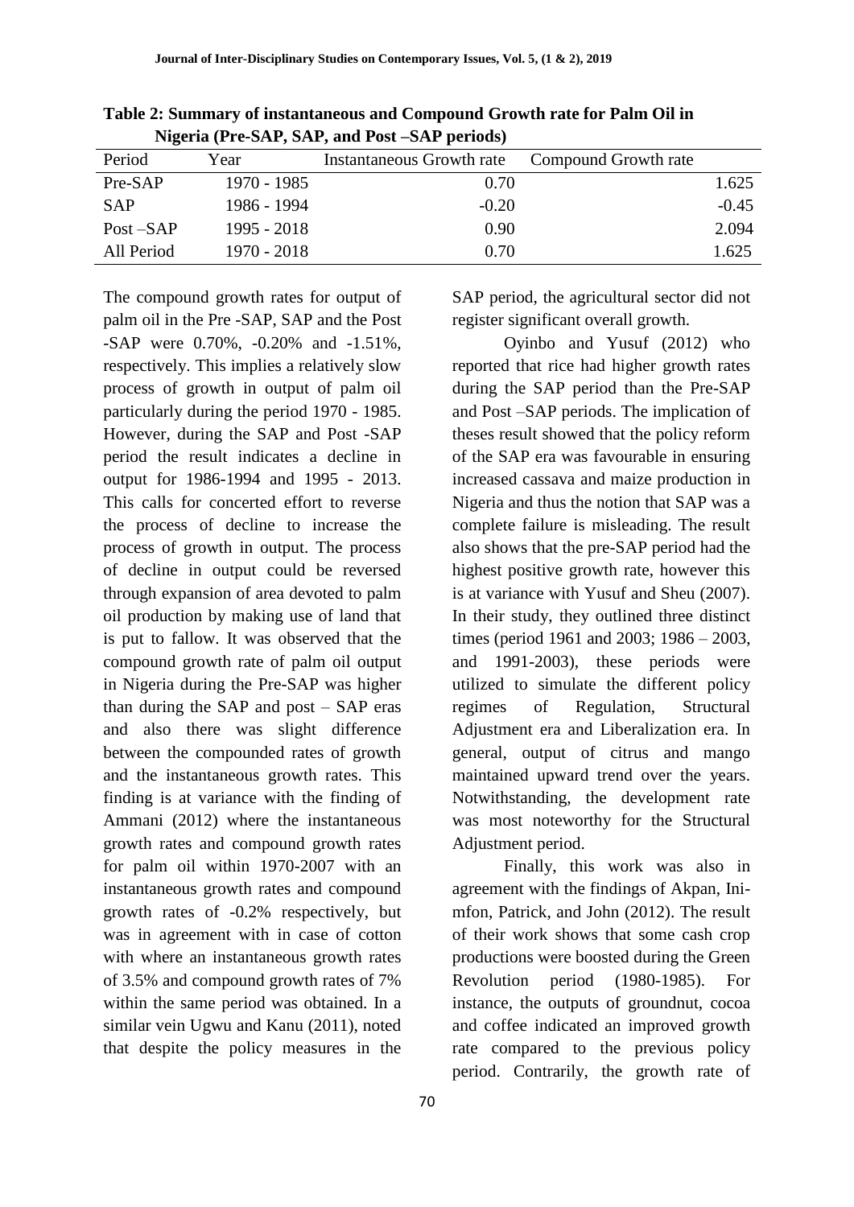**Table 2: Summary of instantaneous and Compound Growth rate for Palm Oil in Nigeria (Pre-SAP, SAP, and Post –SAP periods)**

| Period | Year | Instantaneous Growth rate | Compound Growth rate |
|---|---|---|---|
| Pre-SAP | 1970 - 1985 | 0.70 | 1.625 |
| SAP | 1986 - 1994 | -0.20 | -0.45 |
| Post –SAP | 1995 - 2018 | 0.90 | 2.094 |
| All Period | 1970 - 2018 | 0.70 | 1.625 |

The compound growth rates for output of palm oil in the Pre -SAP, SAP and the Post -SAP were 0.70%, -0.20% and -1.51%, respectively. This implies a relatively slow process of growth in output of palm oil particularly during the period 1970 - 1985. However, during the SAP and Post -SAP period the result indicates a decline in output for 1986-1994 and 1995 - 2013. This calls for concerted effort to reverse the process of decline to increase the process of growth in output. The process of decline in output could be reversed through expansion of area devoted to palm oil production by making use of land that is put to fallow. It was observed that the compound growth rate of palm oil output in Nigeria during the Pre-SAP was higher than during the SAP and post – SAP eras and also there was slight difference between the compounded rates of growth and the instantaneous growth rates. This finding is at variance with the finding of Ammani (2012) where the instantaneous growth rates and compound growth rates for palm oil within 1970-2007 with an instantaneous growth rates and compound growth rates of -0.2% respectively, but was in agreement with in case of cotton with where an instantaneous growth rates of 3.5% and compound growth rates of 7% within the same period was obtained. In a similar vein Ugwu and Kanu (2011), noted that despite the policy measures in the SAP period, the agricultural sector did not register significant overall growth.

Oyinbo and Yusuf (2012) who reported that rice had higher growth rates during the SAP period than the Pre-SAP and Post –SAP periods. The implication of theses result showed that the policy reform of the SAP era was favourable in ensuring increased cassava and maize production in Nigeria and thus the notion that SAP was a complete failure is misleading. The result also shows that the pre-SAP period had the highest positive growth rate, however this is at variance with Yusuf and Sheu (2007). In their study, they outlined three distinct times (period 1961 and 2003; 1986 – 2003, and 1991-2003), these periods were utilized to simulate the different policy regimes of Regulation, Structural Adjustment era and Liberalization era. In general, output of citrus and mango maintained upward trend over the years. Notwithstanding, the development rate was most noteworthy for the Structural Adjustment period.

Finally, this work was also in agreement with the findings of Akpan, Ini-mfon, Patrick, and John (2012). The result of their work shows that some cash crop productions were boosted during the Green Revolution period (1980-1985). For instance, the outputs of groundnut, cocoa and coffee indicated an improved growth rate compared to the previous policy period. Contrarily, the growth rate of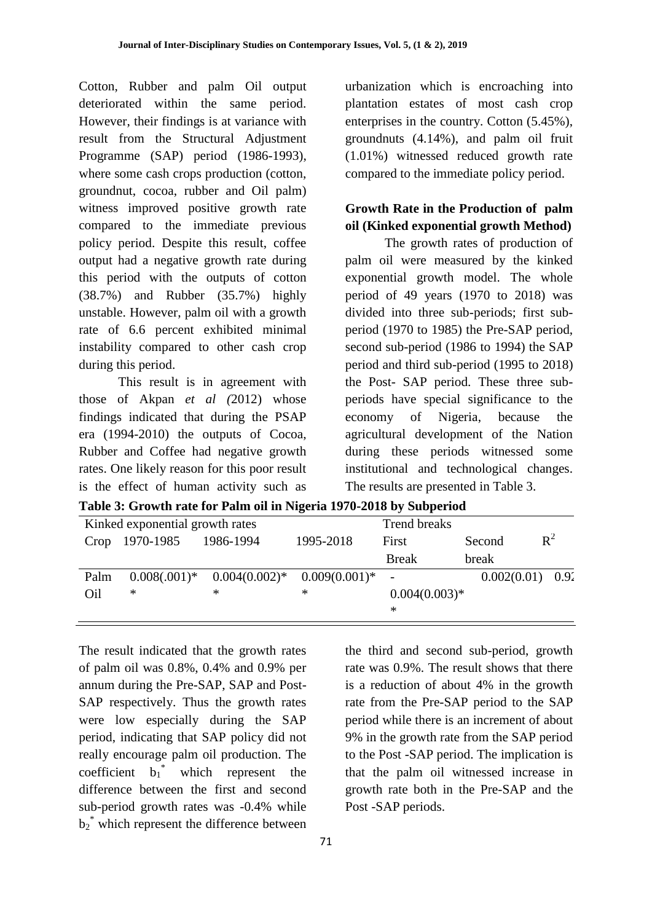Cotton, Rubber and palm Oil output deteriorated within the same period. However, their findings is at variance with result from the Structural Adjustment Programme (SAP) period (1986-1993), where some cash crops production (cotton, groundnut, cocoa, rubber and Oil palm) witness improved positive growth rate compared to the immediate previous policy period. Despite this result, coffee output had a negative growth rate during this period with the outputs of cotton (38.7%) and Rubber (35.7%) highly unstable. However, palm oil with a growth rate of 6.6 percent exhibited minimal instability compared to other cash crop during this period.

This result is in agreement with those of Akpan *et al (*2012) whose findings indicated that during the PSAP era (1994-2010) the outputs of Cocoa, Rubber and Coffee had negative growth rates. One likely reason for this poor result is the effect of human activity such as urbanization which is encroaching into plantation estates of most cash crop enterprises in the country. Cotton (5.45%), groundnuts (4.14%), and palm oil fruit (1.01%) witnessed reduced growth rate compared to the immediate policy period.

**Growth Rate in the Production of palm oil (Kinked exponential growth Method)**

The growth rates of production of palm oil were measured by the kinked exponential growth model. The whole period of 49 years (1970 to 2018) was divided into three sub-periods; first sub-period (1970 to 1985) the Pre-SAP period, second sub-period (1986 to 1994) the SAP period and third sub-period (1995 to 2018) the Post- SAP period. These three sub-periods have special significance to the economy of Nigeria, because the agricultural development of the Nation during these periods witnessed some institutional and technological changes. The results are presented in Table 3.

**Table 3: Growth rate for Palm oil in Nigeria 1970-2018 by Subperiod**

| Kinked exponential growth rates | | | | Trend breaks | | |
|---|---|---|---|---|---|---|
| Crop | 1970-1985 | 1986-1994 | 1995-2018 | First Break | Second break | $R^2$ |
| Palm Oil | 0.008(.001)** | 0.004(0.002)** | 0.009(0.001)** | -0.004(0.003)** | 0.002(0.01) | 0.92 |

The result indicated that the growth rates of palm oil was 0.8%, 0.4% and 0.9% per annum during the Pre-SAP, SAP and Post-SAP respectively. Thus the growth rates were low especially during the SAP period, indicating that SAP policy did not really encourage palm oil production. The coefficient $b_1^*$ which represent the difference between the first and second sub-period growth rates was -0.4% while $b_2^*$ which represent the difference between the third and second sub-period, growth rate was 0.9%. The result shows that there is a reduction of about 4% in the growth rate from the Pre-SAP period to the SAP period while there is an increment of about 9% in the growth rate from the SAP period to the Post -SAP period. The implication is that the palm oil witnessed increase in growth rate both in the Pre-SAP and the Post -SAP periods.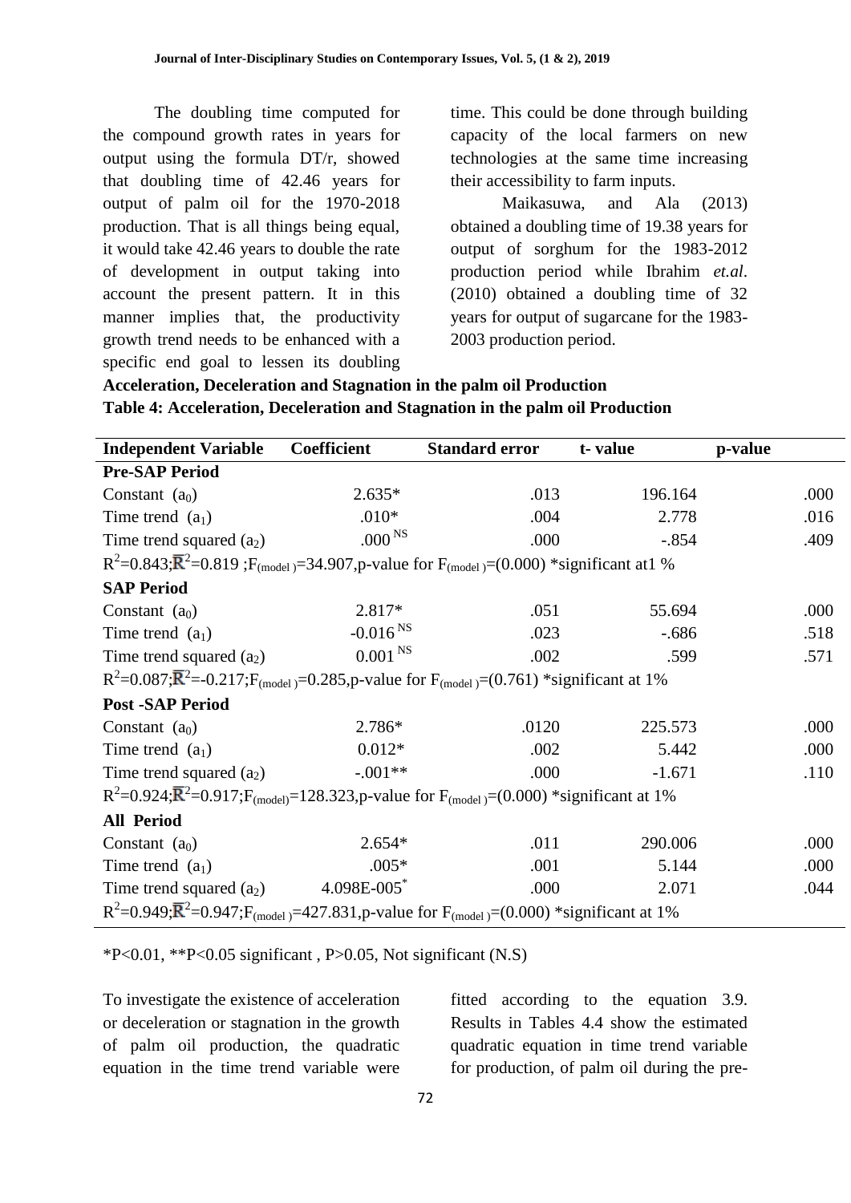The doubling time computed for the compound growth rates in years for output using the formula DT/r, showed that doubling time of 42.46 years for output of palm oil for the 1970-2018 production. That is all things being equal, it would take 42.46 years to double the rate of development in output taking into account the present pattern. It in this manner implies that, the productivity growth trend needs to be enhanced with a specific end goal to lessen its doubling time. This could be done through building capacity of the local farmers on new technologies at the same time increasing their accessibility to farm inputs.

Maikasuwa, and Ala (2013) obtained a doubling time of 19.38 years for output of sorghum for the 1983-2012 production period while Ibrahim *et.al*. (2010) obtained a doubling time of 32 years for output of sugarcane for the 1983-2003 production period.

**Acceleration, Deceleration and Stagnation in the palm oil Production**

**Table 4: Acceleration, Deceleration and Stagnation in the palm oil Production**

| Independent Variable | Coefficient | Standard error | t- value | p-value |
|---|---|---|---|---|
| **Pre-SAP Period** | | | | |
| Constant ($a_0$) | 2.635* | .013 | 196.164 | .000 |
| Time trend ($a_1$) | .010* | .004 | 2.778 | .016 |
| Time trend squared ($a_2$) | .000 $^{NS}$ | .000 | -.854 | .409 |
| $R^2$=0.843; $\bar{R}^2$=0.819 ; $F_{(model)}$=34.907, p-value for $F_{(model)}$=(0.000) *significant at1 % | | | | |
| **SAP Period** | | | | |
| Constant ($a_0$) | 2.817* | .051 | 55.694 | .000 |
| Time trend ($a_1$) | -0.016 $^{NS}$ | .023 | -.686 | .518 |
| Time trend squared ($a_2$) | 0.001 $^{NS}$ | .002 | .599 | .571 |
| $R^2$=0.087; $\bar{R}^2$=-0.217; $F_{(model)}$=0.285, p-value for $F_{(model)}$=(0.761) *significant at 1% | | | | |
| **Post -SAP Period** | | | | |
| Constant ($a_0$) | 2.786* | .0120 | 225.573 | .000 |
| Time trend ($a_1$) | 0.012* | .002 | 5.442 | .000 |
| Time trend squared ($a_2$) | -.001** | .000 | -1.671 | .110 |
| $R^2$=0.924; $\bar{R}^2$=0.917; $F_{(model)}$=128.323, p-value for $F_{(model)}$=(0.000) *significant at 1% | | | | |
| **All Period** | | | | |
| Constant ($a_0$) | 2.654* | .011 | 290.006 | .000 |
| Time trend ($a_1$) | .005* | .001 | 5.144 | .000 |
| Time trend squared ($a_2$) | 4.098E-005* | .000 | 2.071 | .044 |
| $R^2$=0.949; $\bar{R}^2$=0.947; $F_{(model)}$=427.831, p-value for $F_{(model)}$=(0.000) *significant at 1% | | | | |

*P<0.01, **P<0.05 significant , P>0.05, Not significant (N.S)

To investigate the existence of acceleration or deceleration or stagnation in the growth of palm oil production, the quadratic equation in the time trend variable were fitted according to the equation 3.9. Results in Tables 4.4 show the estimated quadratic equation in time trend variable for production, of palm oil during the pre-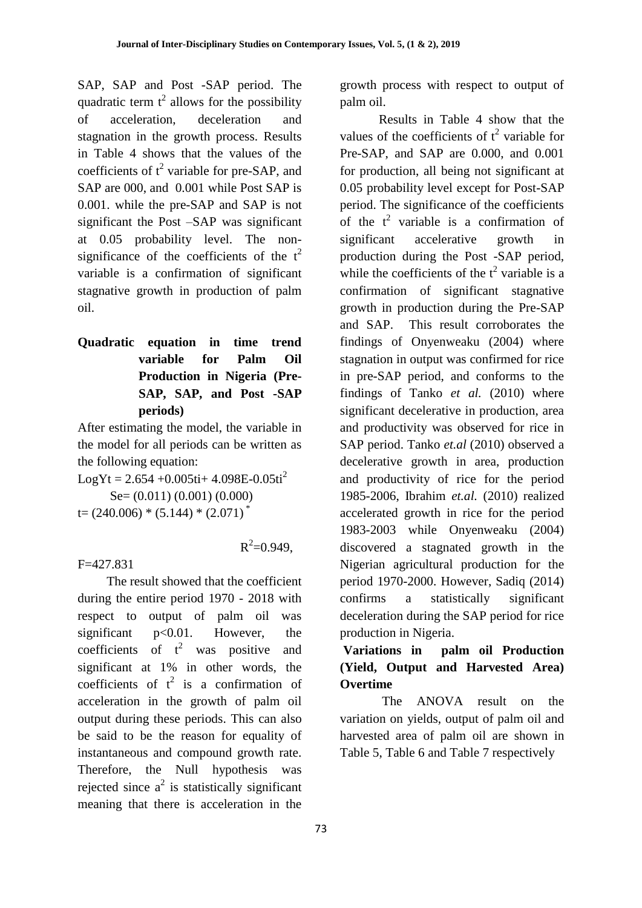SAP, SAP and Post -SAP period. The quadratic term $t^2$ allows for the possibility of acceleration, deceleration and stagnation in the growth process. Results in Table 4 shows that the values of the coefficients of $t^2$ variable for pre-SAP, and SAP are 000, and 0.001 while Post SAP is 0.001. while the pre-SAP and SAP is not significant the Post –SAP was significant at 0.05 probability level. The non-significance of the coefficients of the $t^2$ variable is a confirmation of significant stagnative growth in production of palm oil.

**Quadratic equation in time trend variable for Palm Oil Production in Nigeria (Pre-SAP, SAP, and Post -SAP periods)**

After estimating the model, the variable in the model for all periods can be written as the following equation:

$$\text{Log}Y_t = 2.654 + 0.005t_i + 4.098E\text{-}0.05t_i^2$$

Se= (0.011) (0.001) (0.000)

t= (240.006) * (5.144) * (2.071) *

$R^2$=0.949,

F=427.831

The result showed that the coefficient during the entire period 1970 - 2018 with respect to output of palm oil was significant $p<0.01$. However, the coefficients of $t^2$ was positive and significant at 1% in other words, the coefficients of $t^2$ is a confirmation of acceleration in the growth of palm oil output during these periods. This can also be said to be the reason for equality of instantaneous and compound growth rate. Therefore, the Null hypothesis was rejected since $a^2$ is statistically significant meaning that there is acceleration in the growth process with respect to output of palm oil.

Results in Table 4 show that the values of the coefficients of $t^2$ variable for Pre-SAP, and SAP are 0.000, and 0.001 for production, all being not significant at 0.05 probability level except for Post-SAP period. The significance of the coefficients of the $t^2$ variable is a confirmation of significant accelerative growth in production during the Post -SAP period, while the coefficients of the $t^2$ variable is a confirmation of significant stagnative growth in production during the Pre-SAP and SAP. This result corroborates the findings of Onyenweaku (2004) where stagnation in output was confirmed for rice in pre-SAP period, and conforms to the findings of Tanko *et al.* (2010) where significant decelerative in production, area and productivity was observed for rice in SAP period. Tanko *et.al* (2010) observed a decelerative growth in area, production and productivity of rice for the period 1985-2006, Ibrahim *et.al.* (2010) realized accelerated growth in rice for the period 1983-2003 while Onyenweaku (2004) discovered a stagnated growth in the Nigerian agricultural production for the period 1970-2000. However, Sadiq (2014) confirms a statistically significant deceleration during the SAP period for rice production in Nigeria.

**Variations in palm oil Production (Yield, Output and Harvested Area) Overtime**

The ANOVA result on the variation on yields, output of palm oil and harvested area of palm oil are shown in Table 5, Table 6 and Table 7 respectively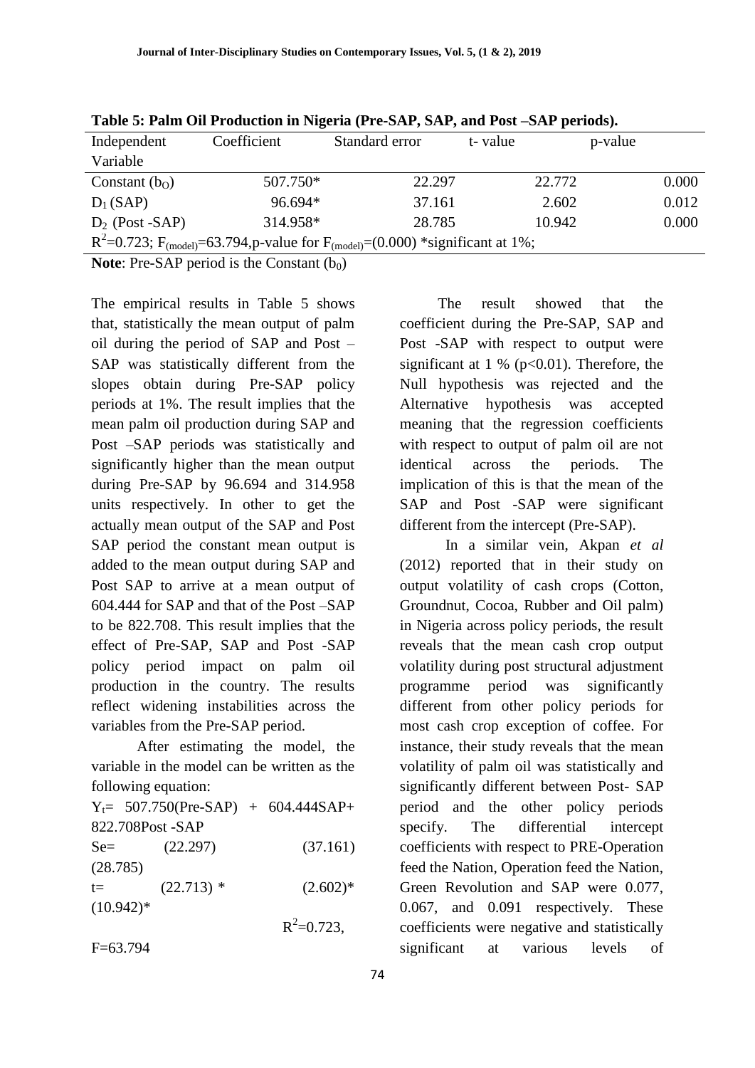**Table 5: Palm Oil Production in Nigeria (Pre-SAP, SAP, and Post –SAP periods).**

| Independent Variable | Coefficient | Standard error | t- value | p-value |
|---|---|---|---|---|
| Constant ($b_O$) | 507.750* | 22.297 | 22.772 | 0.000 |
| $D_1$ (SAP) | 96.694* | 37.161 | 2.602 | 0.012 |
| $D_2$ (Post -SAP) | 314.958* | 28.785 | 10.942 | 0.000 |
| $R^2$=0.723; $F_{(model)}$=63.794,p-value for $F_{(model)}$=(0.000) *significant at 1%; | | | | |

**Note**: Pre-SAP period is the Constant ($b_0$)

The empirical results in Table 5 shows that, statistically the mean output of palm oil during the period of SAP and Post – SAP was statistically different from the slopes obtain during Pre-SAP policy periods at 1%. The result implies that the mean palm oil production during SAP and Post –SAP periods was statistically and significantly higher than the mean output during Pre-SAP by 96.694 and 314.958 units respectively. In other to get the actually mean output of the SAP and Post SAP period the constant mean output is added to the mean output during SAP and Post SAP to arrive at a mean output of 604.444 for SAP and that of the Post –SAP to be 822.708. This result implies that the effect of Pre-SAP, SAP and Post -SAP policy period impact on palm oil production in the country. The results reflect widening instabilities across the variables from the Pre-SAP period.

After estimating the model, the variable in the model can be written as the following equation:

$Y_t$= 507.750(Pre-SAP) + 604.444SAP+ 822.708Post -SAP

Se= (22.297) (37.161) (28.785)

t= (22.713) * (2.602)* (10.942)*

$R^2$=0.723, F=63.794

The result showed that the coefficient during the Pre-SAP, SAP and Post -SAP with respect to output were significant at 1 % ($p<0.01$). Therefore, the Null hypothesis was rejected and the Alternative hypothesis was accepted meaning that the regression coefficients with respect to output of palm oil are not identical across the periods. The implication of this is that the mean of the SAP and Post -SAP were significant different from the intercept (Pre-SAP).

In a similar vein, Akpan *et al* (2012) reported that in their study on output volatility of cash crops (Cotton, Groundnut, Cocoa, Rubber and Oil palm) in Nigeria across policy periods, the result reveals that the mean cash crop output volatility during post structural adjustment programme period was significantly different from other policy periods for most cash crop exception of coffee. For instance, their study reveals that the mean volatility of palm oil was statistically and significantly different between Post- SAP period and the other policy periods specify. The differential intercept coefficients with respect to PRE-Operation feed the Nation, Operation feed the Nation, Green Revolution and SAP were 0.077, 0.067, and 0.091 respectively. These coefficients were negative and statistically significant at various levels of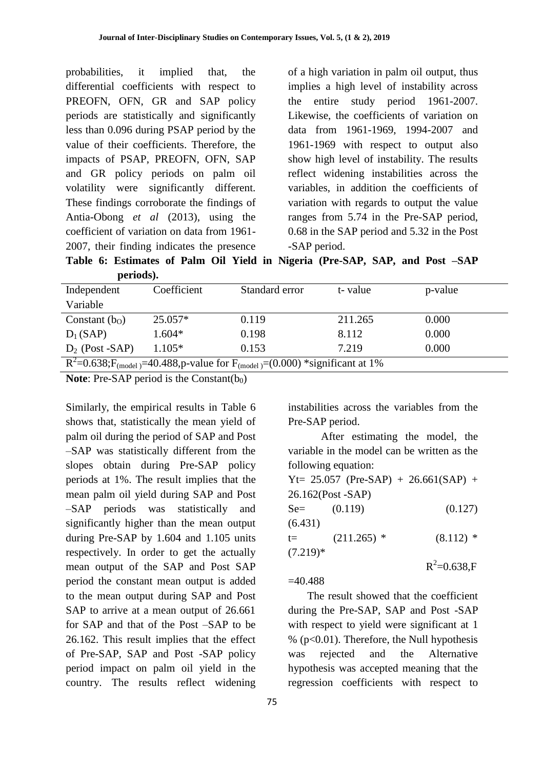probabilities, it implied that, the differential coefficients with respect to PREOFN, OFN, GR and SAP policy periods are statistically and significantly less than 0.096 during PSAP period by the value of their coefficients. Therefore, the impacts of PSAP, PREOFN, OFN, SAP and GR policy periods on palm oil volatility were significantly different. These findings corroborate the findings of Antia-Obong *et al* (2013), using the coefficient of variation on data from 1961-2007, their finding indicates the presence of a high variation in palm oil output, thus implies a high level of instability across the entire study period 1961-2007. Likewise, the coefficients of variation on data from 1961-1969, 1994-2007 and 1961-1969 with respect to output also show high level of instability. The results reflect widening instabilities across the variables, in addition the coefficients of variation with regards to output the value ranges from 5.74 in the Pre-SAP period, 0.68 in the SAP period and 5.32 in the Post -SAP period.

**Table 6: Estimates of Palm Oil Yield in Nigeria (Pre-SAP, SAP, and Post –SAP periods).**

| Independent Variable | Coefficient | Standard error | t- value | p-value |
|---|---|---|---|---|
| Constant ($b_O$) | 25.057* | 0.119 | 211.265 | 0.000 |
| $D_1$ (SAP) | 1.604* | 0.198 | 8.112 | 0.000 |
| $D_2$ (Post -SAP) | 1.105* | 0.153 | 7.219 | 0.000 |
| $R^2$=0.638; $F_{(model)}$=40.488, p-value for $F_{(model)}$=(0.000) *significant at 1% | | | | |

**Note**: Pre-SAP period is the Constant($b_0$)

Similarly, the empirical results in Table 6 shows that, statistically the mean yield of palm oil during the period of SAP and Post –SAP was statistically different from the slopes obtain during Pre-SAP policy periods at 1%. The result implies that the mean palm oil yield during SAP and Post –SAP periods was statistically and significantly higher than the mean output during Pre-SAP by 1.604 and 1.105 units respectively. In order to get the actually mean output of the SAP and Post SAP period the constant mean output is added to the mean output during SAP and Post SAP to arrive at a mean output of 26.661 for SAP and that of the Post –SAP to be 26.162. This result implies that the effect of Pre-SAP, SAP and Post -SAP policy period impact on palm oil yield in the country. The results reflect widening instabilities across the variables from the Pre-SAP period.

After estimating the model, the variable in the model can be written as the following equation:

Yt= 25.057 (Pre-SAP) + 26.661(SAP) + 26.162(Post -SAP)

Se= (0.119) (0.127) (6.431)

t= (211.265) * (8.112) * (7.219)*

$R^2$=0.638, F =40.488

The result showed that the coefficient during the Pre-SAP, SAP and Post -SAP with respect to yield were significant at 1 % ($p<0.01$). Therefore, the Null hypothesis was rejected and the Alternative hypothesis was accepted meaning that the regression coefficients with respect to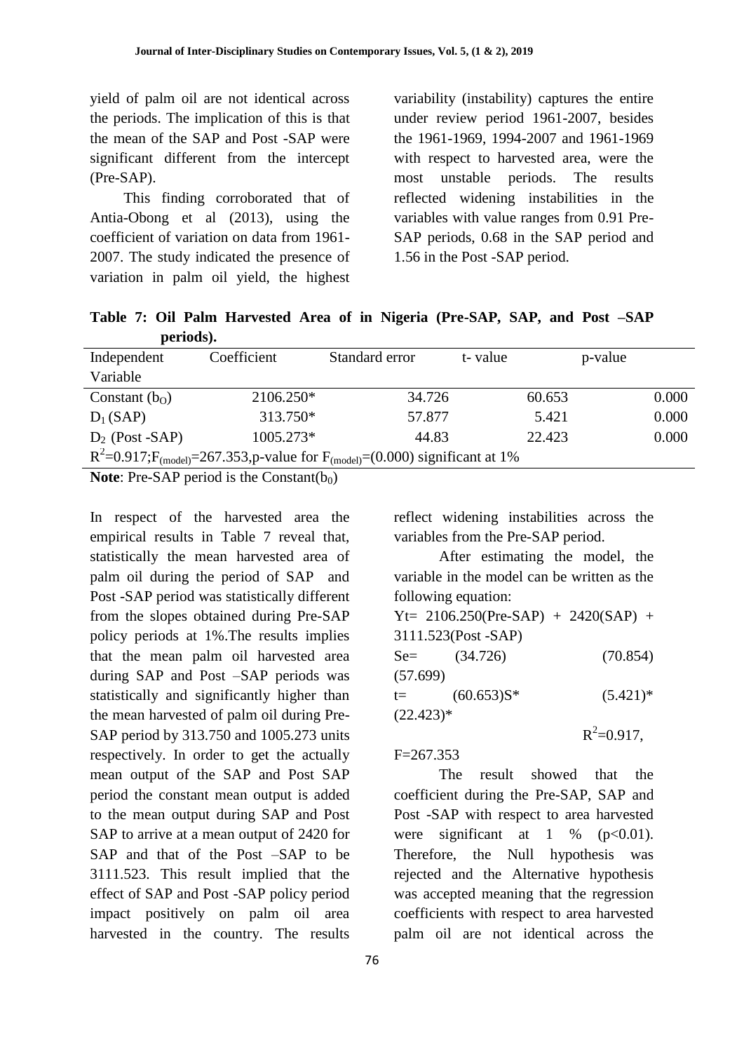yield of palm oil are not identical across the periods. The implication of this is that the mean of the SAP and Post -SAP were significant different from the intercept (Pre-SAP).

This finding corroborated that of Antia-Obong et al (2013), using the coefficient of variation on data from 1961-2007. The study indicated the presence of variation in palm oil yield, the highest variability (instability) captures the entire under review period 1961-2007, besides the 1961-1969, 1994-2007 and 1961-1969 with respect to harvested area, were the most unstable periods. The results reflected widening instabilities in the variables with value ranges from 0.91 Pre-SAP periods, 0.68 in the SAP period and 1.56 in the Post -SAP period.

**Table 7: Oil Palm Harvested Area of in Nigeria (Pre-SAP, SAP, and Post –SAP periods).**

| Independent Variable | Coefficient | Standard error | t- value | p-value |
|---|---|---|---|---|
| Constant ($b_O$) | 2106.250* | 34.726 | 60.653 | 0.000 |
| $D_1$ (SAP) | 313.750* | 57.877 | 5.421 | 0.000 |
| $D_2$ (Post -SAP) | 1005.273* | 44.83 | 22.423 | 0.000 |
| $R^2$=0.917;$F_{(model)}$=267.353,p-value for $F_{(model)}$=(0.000) significant at 1% | | | | |

**Note**: Pre-SAP period is the Constant($b_0$)

In respect of the harvested area the empirical results in Table 7 reveal that, statistically the mean harvested area of palm oil during the period of SAP and Post -SAP period was statistically different from the slopes obtained during Pre-SAP policy periods at 1%.The results implies that the mean palm oil harvested area during SAP and Post –SAP periods was statistically and significantly higher than the mean harvested of palm oil during Pre-SAP period by 313.750 and 1005.273 units respectively. In order to get the actually mean output of the SAP and Post SAP period the constant mean output is added to the mean output during SAP and Post SAP to arrive at a mean output of 2420 for SAP and that of the Post –SAP to be 3111.523. This result implied that the effect of SAP and Post -SAP policy period impact positively on palm oil area harvested in the country. The results reflect widening instabilities across the variables from the Pre-SAP period.

After estimating the model, the variable in the model can be written as the following equation:

Yt= 2106.250(Pre-SAP) + 2420(SAP) + 3111.523(Post -SAP)

Se= (34.726) (70.854) (57.699)

t= (60.653)S* (5.421)* (22.423)*

$R^2$=0.917, F=267.353

The result showed that the coefficient during the Pre-SAP, SAP and Post -SAP with respect to area harvested were significant at 1 % ($p<0.01$). Therefore, the Null hypothesis was rejected and the Alternative hypothesis was accepted meaning that the regression coefficients with respect to area harvested palm oil are not identical across the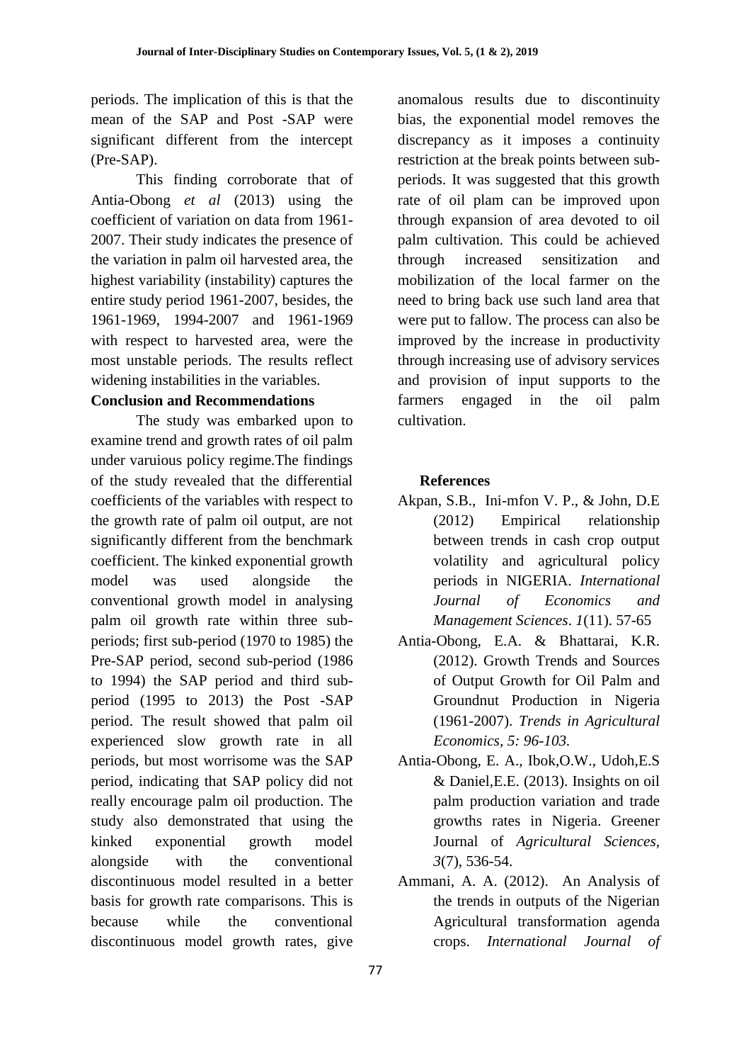periods. The implication of this is that the mean of the SAP and Post -SAP were significant different from the intercept (Pre-SAP).

This finding corroborate that of Antia-Obong *et al* (2013) using the coefficient of variation on data from 1961-2007. Their study indicates the presence of the variation in palm oil harvested area, the highest variability (instability) captures the entire study period 1961-2007, besides, the 1961-1969, 1994-2007 and 1961-1969 with respect to harvested area, were the most unstable periods. The results reflect widening instabilities in the variables.

**Conclusion and Recommendations**

The study was embarked upon to examine trend and growth rates of oil palm under varuious policy regime.The findings of the study revealed that the differential coefficients of the variables with respect to the growth rate of palm oil output, are not significantly different from the benchmark coefficient. The kinked exponential growth model was used alongside the conventional growth model in analysing palm oil growth rate within three sub-periods; first sub-period (1970 to 1985) the Pre-SAP period, second sub-period (1986 to 1994) the SAP period and third sub-period (1995 to 2013) the Post -SAP period. The result showed that palm oil experienced slow growth rate in all periods, but most worrisome was the SAP period, indicating that SAP policy did not really encourage palm oil production. The study also demonstrated that using the kinked exponential growth model alongside with the conventional discontinuous model resulted in a better basis for growth rate comparisons. This is because while the conventional discontinuous model growth rates, give anomalous results due to discontinuity bias, the exponential model removes the discrepancy as it imposes a continuity restriction at the break points between sub-periods. It was suggested that this growth rate of oil plam can be improved upon through expansion of area devoted to oil palm cultivation. This could be achieved through increased sensitization and mobilization of the local farmer on the need to bring back use such land area that were put to fallow. The process can also be improved by the increase in productivity through increasing use of advisory services and provision of input supports to the farmers engaged in the oil palm cultivation.

**References**

Akpan, S.B., Ini-mfon V. P., & John, D.E (2012) Empirical relationship between trends in cash crop output volatility and agricultural policy periods in NIGERIA. *International Journal of Economics and Management Sciences*. *1*(11). 57-65

Antia-Obong, E.A. & Bhattarai, K.R. (2012). Growth Trends and Sources of Output Growth for Oil Palm and Groundnut Production in Nigeria (1961-2007). *Trends in Agricultural Economics, 5: 96-103.*

Antia-Obong, E. A., Ibok,O.W., Udoh,E.S & Daniel,E.E. (2013). Insights on oil palm production variation and trade growths rates in Nigeria. Greener Journal of *Agricultural Sciences*, *3*(7), 536-54.

Ammani, A. A. (2012). An Analysis of the trends in outputs of the Nigerian Agricultural transformation agenda crops. *International Journal of*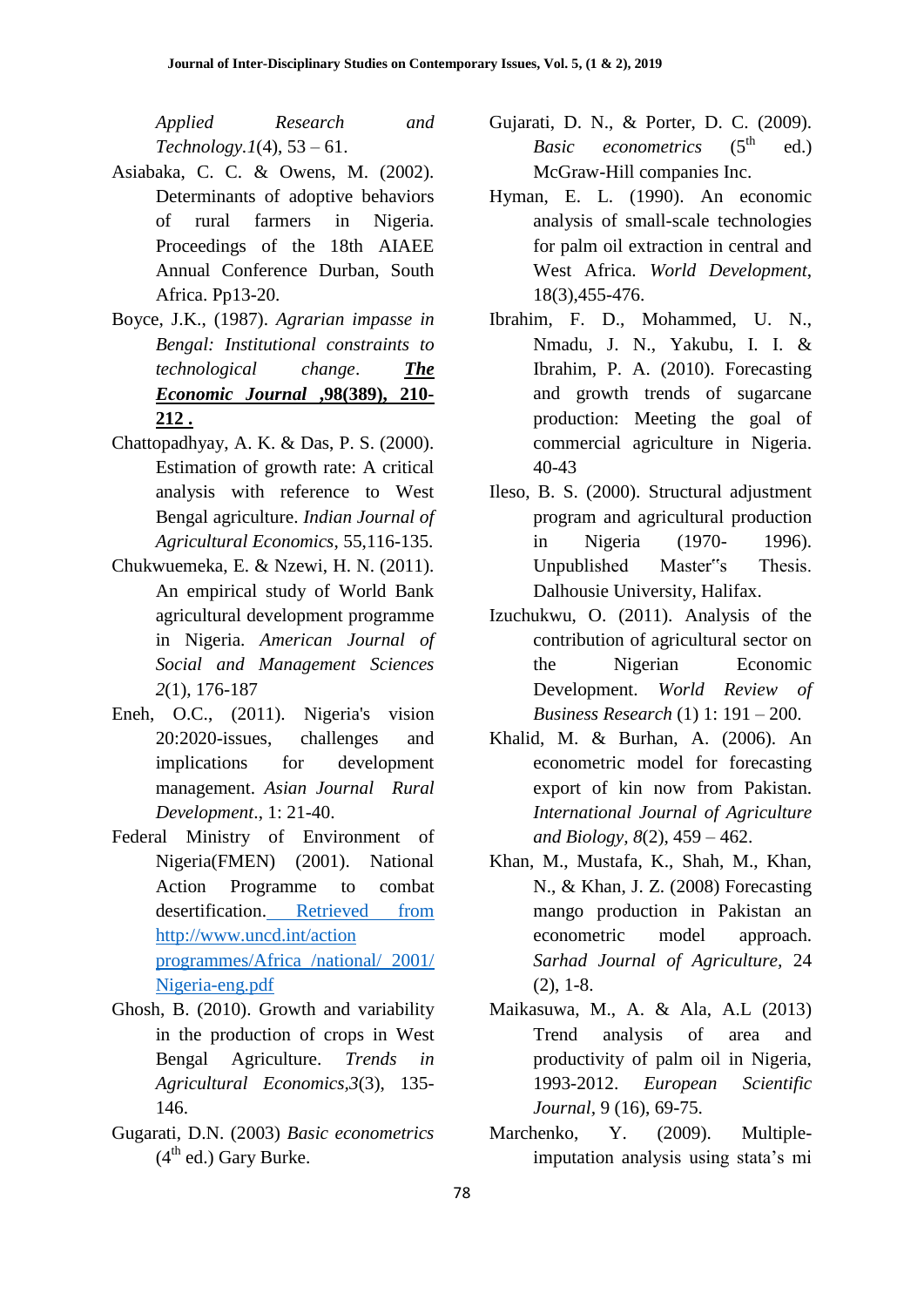*Applied Research and Technology.1*(4), 53 – 61.

Asiabaka, C. C. & Owens, M. (2002). Determinants of adoptive behaviors of rural farmers in Nigeria. Proceedings of the 18th AIAEE Annual Conference Durban, South Africa. Pp13-20.

Boyce, J.K., (1987). *Agrarian impasse in Bengal: Institutional constraints to technological change*. ***The Economic Journal*** **,98(389), 210-212 .**

Chattopadhyay, A. K. & Das, P. S. (2000). Estimation of growth rate: A critical analysis with reference to West Bengal agriculture. *Indian Journal of Agricultural Economics*, 55,116-135.

Chukwuemeka, E. & Nzewi, H. N. (2011). An empirical study of World Bank agricultural development programme in Nigeria. *American Journal of Social and Management Sciences 2*(1), 176-187

Eneh, O.C., (2011). Nigeria's vision 20:2020-issues, challenges and implications for development management. *Asian Journal Rural Development*., 1: 21-40.

Federal Ministry of Environment of Nigeria(FMEN) (2001). National Action Programme to combat desertification. Retrieved from http://www.uncd.int/action programmes/Africa /national/ 2001/ Nigeria-eng.pdf

Ghosh, B. (2010). Growth and variability in the production of crops in West Bengal Agriculture. *Trends in Agricultural Economics,3*(3), 135-146.

Gugarati, D.N. (2003) *Basic econometrics* (4th ed.) Gary Burke.

Gujarati, D. N., & Porter, D. C. (2009). *Basic econometrics* (5th ed.) McGraw-Hill companies Inc.

Hyman, E. L. (1990). An economic analysis of small-scale technologies for palm oil extraction in central and West Africa. *World Development*, 18(3),455-476.

Ibrahim, F. D., Mohammed, U. N., Nmadu, J. N., Yakubu, I. I. & Ibrahim, P. A. (2010). Forecasting and growth trends of sugarcane production: Meeting the goal of commercial agriculture in Nigeria. 40-43

Ileso, B. S. (2000). Structural adjustment program and agricultural production in Nigeria (1970- 1996). Unpublished Master"s Thesis. Dalhousie University, Halifax.

Izuchukwu, O. (2011). Analysis of the contribution of agricultural sector on the Nigerian Economic Development. *World Review of Business Research* (1) 1: 191 – 200.

Khalid, M. & Burhan, A. (2006). An econometric model for forecasting export of kin now from Pakistan. *International Journal of Agriculture and Biology, 8*(2), 459 – 462.

Khan, M., Mustafa, K., Shah, M., Khan, N., & Khan, J. Z. (2008) Forecasting mango production in Pakistan an econometric model approach. *Sarhad Journal of Agriculture*, 24 (2), 1-8.

Maikasuwa, M., A. & Ala, A.L (2013) Trend analysis of area and productivity of palm oil in Nigeria, 1993-2012. *European Scientific Journal*, 9 (16), 69-75.

Marchenko, Y. (2009). Multiple-imputation analysis using stata's mi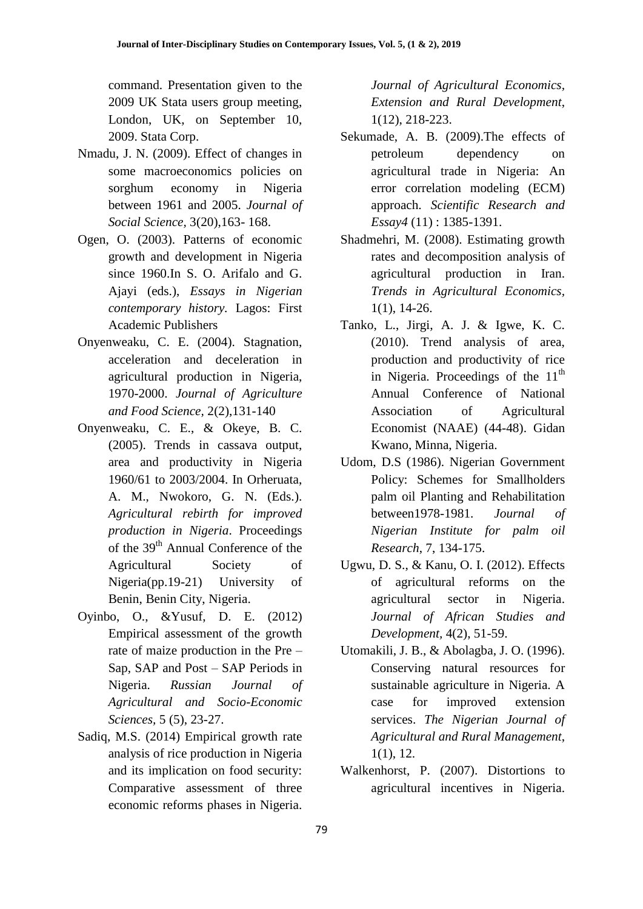command. Presentation given to the 2009 UK Stata users group meeting, London, UK, on September 10, 2009. Stata Corp.

Nmadu, J. N. (2009). Effect of changes in some macroeconomics policies on sorghum economy in Nigeria between 1961 and 2005. *Journal of Social Science*, 3(20),163- 168.

Ogen, O. (2003). Patterns of economic growth and development in Nigeria since 1960.In S. O. Arifalo and G. Ajayi (eds.), *Essays in Nigerian contemporary history*. Lagos: First Academic Publishers

Onyenweaku, C. E. (2004). Stagnation, acceleration and deceleration in agricultural production in Nigeria, 1970-2000. *Journal of Agriculture and Food Science*, 2(2),131-140

Onyenweaku, C. E., & Okeye, B. C. (2005). Trends in cassava output, area and productivity in Nigeria 1960/61 to 2003/2004. In Orheruata, A. M., Nwokoro, G. N. (Eds.). *Agricultural rebirth for improved production in Nigeria*. Proceedings of the 39th Annual Conference of the Agricultural Society of Nigeria(pp.19-21) University of Benin, Benin City, Nigeria.

Oyinbo, O., &Yusuf, D. E. (2012) Empirical assessment of the growth rate of maize production in the Pre – Sap, SAP and Post – SAP Periods in Nigeria. *Russian Journal of Agricultural and Socio-Economic Sciences*, 5 (5), 23-27.

Sadiq, M.S. (2014) Empirical growth rate analysis of rice production in Nigeria and its implication on food security: Comparative assessment of three economic reforms phases in Nigeria. *Journal of Agricultural Economics, Extension and Rural Development*, 1(12), 218-223.

Sekumade, A. B. (2009).The effects of petroleum dependency on agricultural trade in Nigeria: An error correlation modeling (ECM) approach. *Scientific Research and Essay4* (11) : 1385-1391.

Shadmehri, M. (2008). Estimating growth rates and decomposition analysis of agricultural production in Iran. *Trends in Agricultural Economics*, 1(1), 14-26.

Tanko, L., Jirgi, A. J. & Igwe, K. C. (2010). Trend analysis of area, production and productivity of rice in Nigeria. Proceedings of the 11th Annual Conference of National Association of Agricultural Economist (NAAE) (44-48). Gidan Kwano, Minna, Nigeria.

Udom, D.S (1986). Nigerian Government Policy: Schemes for Smallholders palm oil Planting and Rehabilitation between1978-1981. *Journal of Nigerian Institute for palm oil Research*, 7, 134-175.

Ugwu, D. S., & Kanu, O. I. (2012). Effects of agricultural reforms on the agricultural sector in Nigeria. *Journal of African Studies and Development*, 4(2), 51-59.

Utomakili, J. B., & Abolagba, J. O. (1996). Conserving natural resources for sustainable agriculture in Nigeria. A case for improved extension services. *The Nigerian Journal of Agricultural and Rural Management*, 1(1), 12.

Walkenhorst, P. (2007). Distortions to agricultural incentives in Nigeria.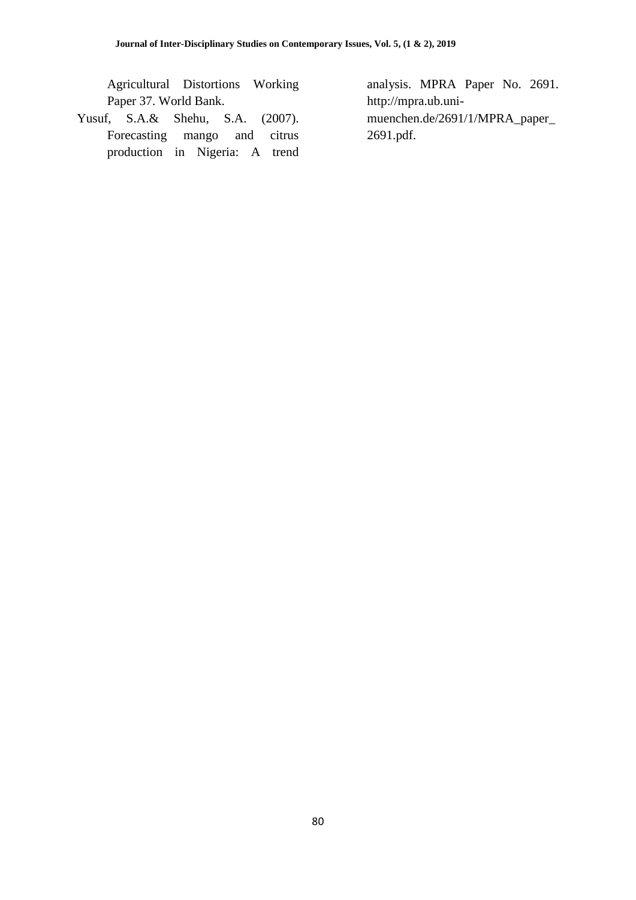Agricultural Distortions Working Paper 37. World Bank.

Yusuf, S.A.& Shehu, S.A. (2007). Forecasting mango and citrus production in Nigeria: A trend analysis. MPRA Paper No. 2691. http://mpra.ub.uni-muenchen.de/2691/1/MPRA_paper_2691.pdf.